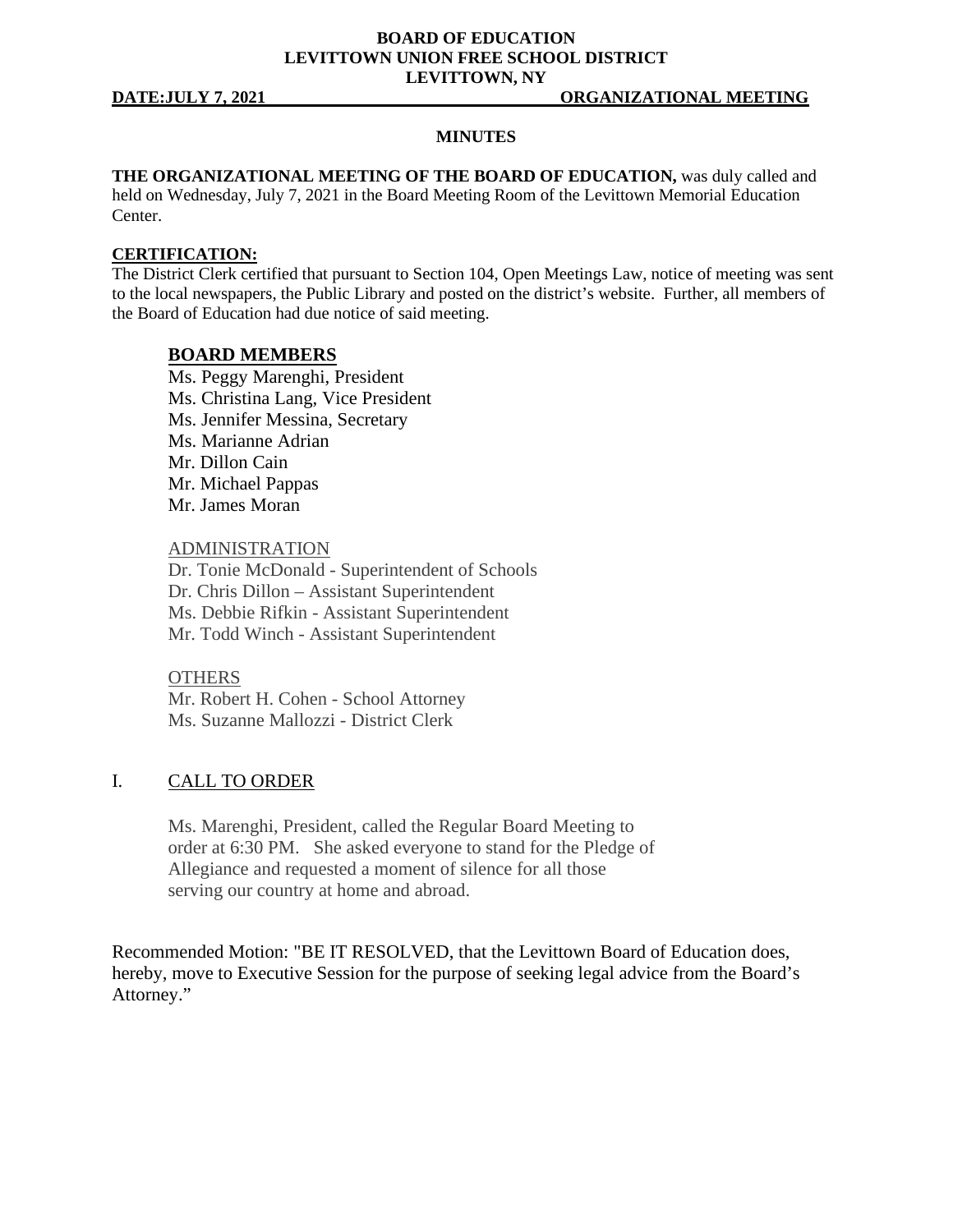**BOARD OF EDUCATION**
**LEVITTOWN UNION FREE SCHOOL DISTRICT**
**LEVITTOWN, NY**

**DATE:JULY 7, 2021** **ORGANIZATIONAL MEETING**

**MINUTES**

**THE ORGANIZATIONAL MEETING OF THE BOARD OF EDUCATION,** was duly called and held on Wednesday, July 7, 2021 in the Board Meeting Room of the Levittown Memorial Education Center.

**CERTIFICATION:**

The District Clerk certified that pursuant to Section 104, Open Meetings Law, notice of meeting was sent to the local newspapers, the Public Library and posted on the district's website. Further, all members of the Board of Education had due notice of said meeting.

**BOARD MEMBERS**

Ms. Peggy Marenghi, President
Ms. Christina Lang, Vice President
Ms. Jennifer Messina, Secretary
Ms. Marianne Adrian
Mr. Dillon Cain
Mr. Michael Pappas
Mr. James Moran

ADMINISTRATION

Dr. Tonie McDonald - Superintendent of Schools
Dr. Chris Dillon – Assistant Superintendent
Ms. Debbie Rifkin - Assistant Superintendent
Mr. Todd Winch - Assistant Superintendent

OTHERS

Mr. Robert H. Cohen - School Attorney
Ms. Suzanne Mallozzi - District Clerk

## I. CALL TO ORDER

Ms. Marenghi, President, called the Regular Board Meeting to order at 6:30 PM. She asked everyone to stand for the Pledge of Allegiance and requested a moment of silence for all those serving our country at home and abroad.

Recommended Motion: "BE IT RESOLVED, that the Levittown Board of Education does, hereby, move to Executive Session for the purpose of seeking legal advice from the Board's Attorney."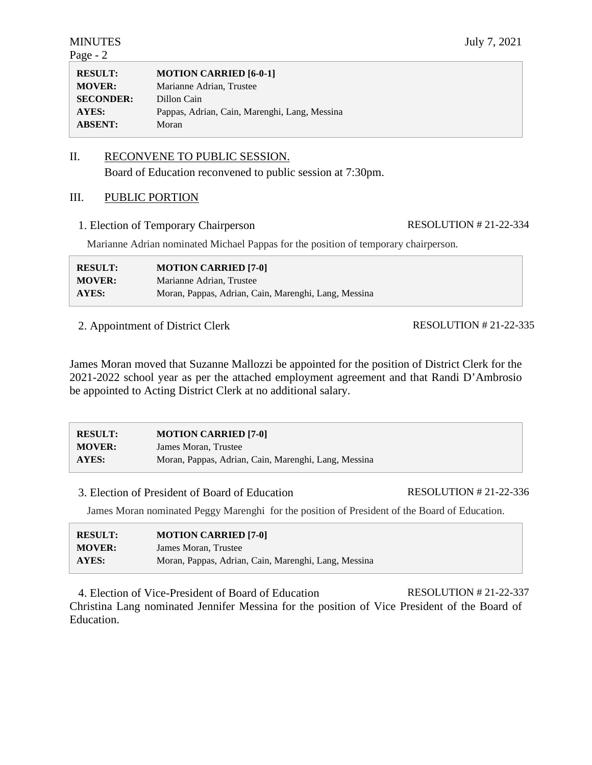| RESULT: | MOTION CARRIED [6-0-1] |
|---|---|
| MOVER: | Marianne Adrian, Trustee |
| SECONDER: | Dillon Cain |
| AYES: | Pappas, Adrian, Cain, Marenghi, Lang, Messina |
| ABSENT: | Moran |

## II. RECONVENE TO PUBLIC SESSION.

Board of Education reconvened to public session at 7:30pm.

## III. PUBLIC PORTION

1. Election of Temporary Chairperson — RESOLUTION # 21-22-334

Marianne Adrian nominated Michael Pappas for the position of temporary chairperson.

| RESULT: | MOTION CARRIED [7-0] |
|---|---|
| MOVER: | Marianne Adrian, Trustee |
| AYES: | Moran, Pappas, Adrian, Cain, Marenghi, Lang, Messina |

2. Appointment of District Clerk — RESOLUTION # 21-22-335

James Moran moved that Suzanne Mallozzi be appointed for the position of District Clerk for the 2021-2022 school year as per the attached employment agreement and that Randi D'Ambrosio be appointed to Acting District Clerk at no additional salary.

| RESULT: | MOTION CARRIED [7-0] |
|---|---|
| MOVER: | James Moran, Trustee |
| AYES: | Moran, Pappas, Adrian, Cain, Marenghi, Lang, Messina |

3. Election of President of Board of Education — RESOLUTION # 21-22-336

James Moran nominated Peggy Marenghi for the position of President of the Board of Education.

| RESULT: | MOTION CARRIED [7-0] |
|---|---|
| MOVER: | James Moran, Trustee |
| AYES: | Moran, Pappas, Adrian, Cain, Marenghi, Lang, Messina |

4. Election of Vice-President of Board of Education — RESOLUTION # 21-22-337

Christina Lang nominated Jennifer Messina for the position of Vice President of the Board of Education.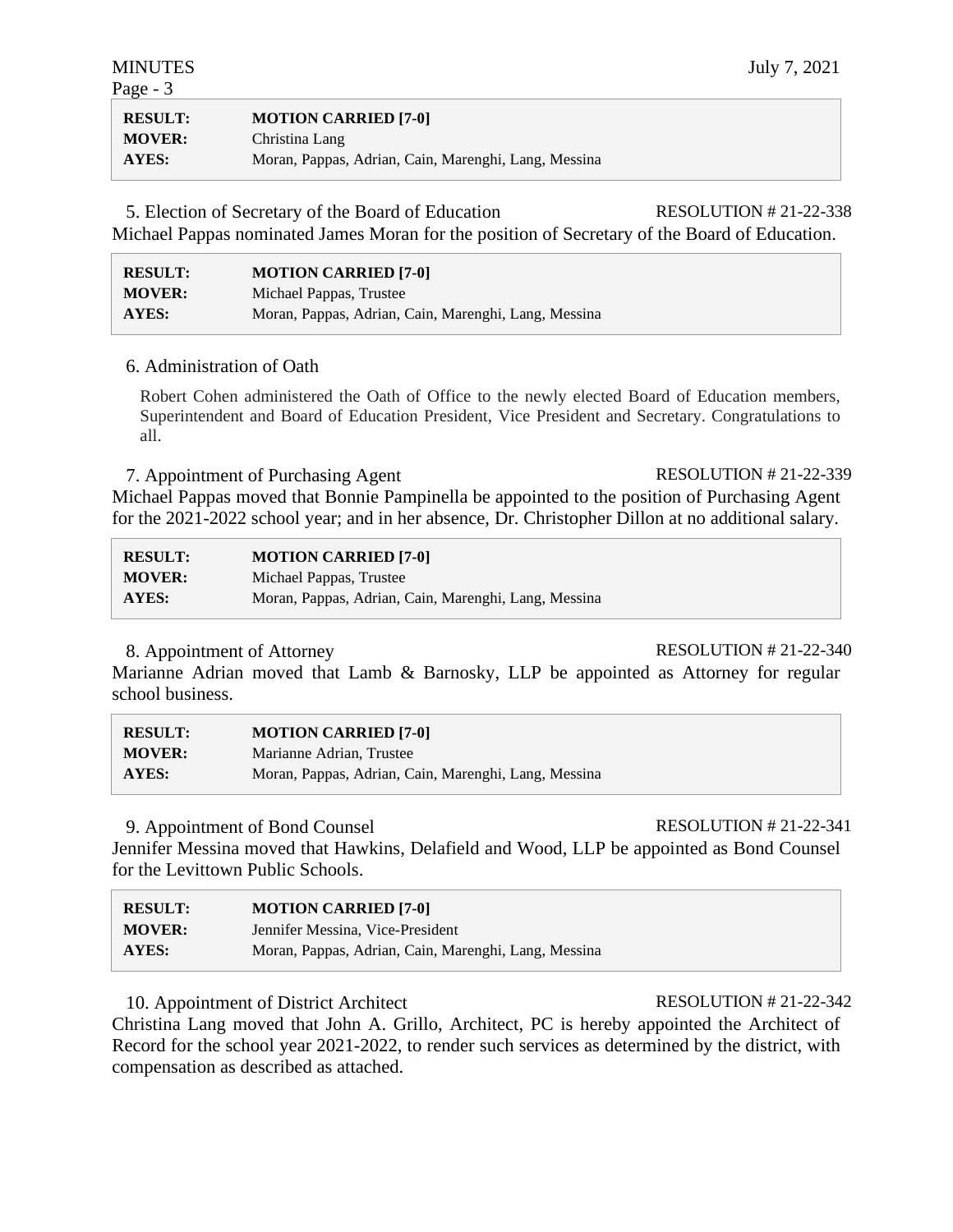| | |
|---|---|
| **RESULT:** | **MOTION CARRIED [7-0]** |
| **MOVER:** | Christina Lang |
| **AYES:** | Moran, Pappas, Adrian, Cain, Marenghi, Lang, Messina |

5. Election of Secretary of the Board of Education — RESOLUTION # 21-22-338

Michael Pappas nominated James Moran for the position of Secretary of the Board of Education.

| | |
|---|---|
| **RESULT:** | **MOTION CARRIED [7-0]** |
| **MOVER:** | Michael Pappas, Trustee |
| **AYES:** | Moran, Pappas, Adrian, Cain, Marenghi, Lang, Messina |

6. Administration of Oath

Robert Cohen administered the Oath of Office to the newly elected Board of Education members, Superintendent and Board of Education President, Vice President and Secretary. Congratulations to all.

7. Appointment of Purchasing Agent — RESOLUTION # 21-22-339

Michael Pappas moved that Bonnie Pampinella be appointed to the position of Purchasing Agent for the 2021-2022 school year; and in her absence, Dr. Christopher Dillon at no additional salary.

| | |
|---|---|
| **RESULT:** | **MOTION CARRIED [7-0]** |
| **MOVER:** | Michael Pappas, Trustee |
| **AYES:** | Moran, Pappas, Adrian, Cain, Marenghi, Lang, Messina |

8. Appointment of Attorney — RESOLUTION # 21-22-340

Marianne Adrian moved that Lamb & Barnosky, LLP be appointed as Attorney for regular school business.

| | |
|---|---|
| **RESULT:** | **MOTION CARRIED [7-0]** |
| **MOVER:** | Marianne Adrian, Trustee |
| **AYES:** | Moran, Pappas, Adrian, Cain, Marenghi, Lang, Messina |

9. Appointment of Bond Counsel — RESOLUTION # 21-22-341

Jennifer Messina moved that Hawkins, Delafield and Wood, LLP be appointed as Bond Counsel for the Levittown Public Schools.

| | |
|---|---|
| **RESULT:** | **MOTION CARRIED [7-0]** |
| **MOVER:** | Jennifer Messina, Vice-President |
| **AYES:** | Moran, Pappas, Adrian, Cain, Marenghi, Lang, Messina |

10. Appointment of District Architect — RESOLUTION # 21-22-342

Christina Lang moved that John A. Grillo, Architect, PC is hereby appointed the Architect of Record for the school year 2021-2022, to render such services as determined by the district, with compensation as described as attached.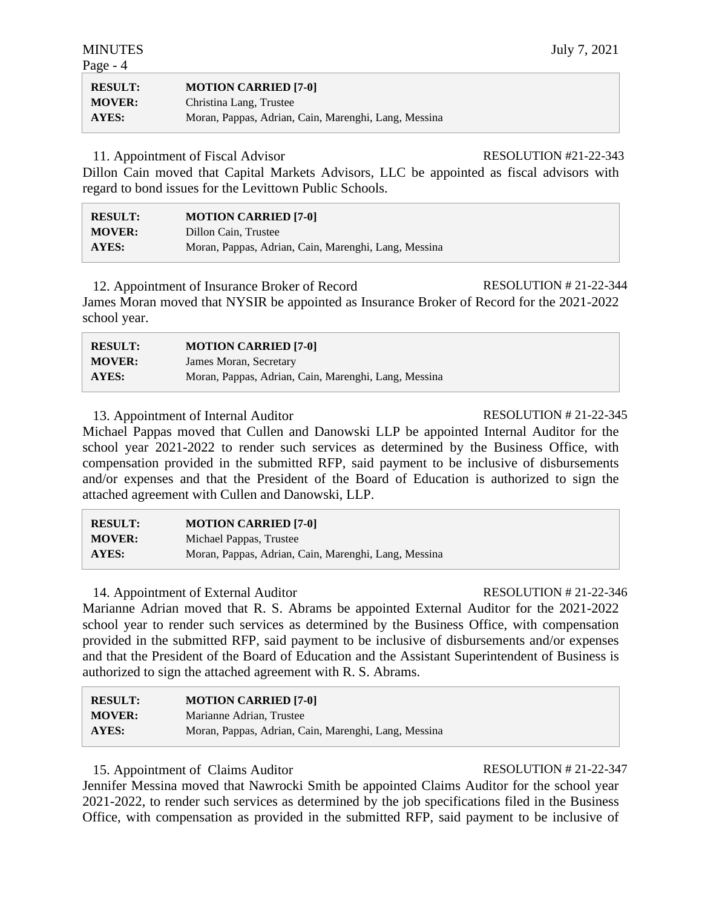| | |
|---|---|
| **RESULT:** | **MOTION CARRIED [7-0]** |
| **MOVER:** | Christina Lang, Trustee |
| **AYES:** | Moran, Pappas, Adrian, Cain, Marenghi, Lang, Messina |

11. Appointment of Fiscal Advisor RESOLUTION #21-22-343

Dillon Cain moved that Capital Markets Advisors, LLC be appointed as fiscal advisors with regard to bond issues for the Levittown Public Schools.

| | |
|---|---|
| **RESULT:** | **MOTION CARRIED [7-0]** |
| **MOVER:** | Dillon Cain, Trustee |
| **AYES:** | Moran, Pappas, Adrian, Cain, Marenghi, Lang, Messina |

12. Appointment of Insurance Broker of Record RESOLUTION # 21-22-344

James Moran moved that NYSIR be appointed as Insurance Broker of Record for the 2021-2022 school year.

| | |
|---|---|
| **RESULT:** | **MOTION CARRIED [7-0]** |
| **MOVER:** | James Moran, Secretary |
| **AYES:** | Moran, Pappas, Adrian, Cain, Marenghi, Lang, Messina |

13. Appointment of Internal Auditor RESOLUTION # 21-22-345

Michael Pappas moved that Cullen and Danowski LLP be appointed Internal Auditor for the school year 2021-2022 to render such services as determined by the Business Office, with compensation provided in the submitted RFP, said payment to be inclusive of disbursements and/or expenses and that the President of the Board of Education is authorized to sign the attached agreement with Cullen and Danowski, LLP.

| | |
|---|---|
| **RESULT:** | **MOTION CARRIED [7-0]** |
| **MOVER:** | Michael Pappas, Trustee |
| **AYES:** | Moran, Pappas, Adrian, Cain, Marenghi, Lang, Messina |

14. Appointment of External Auditor RESOLUTION # 21-22-346

Marianne Adrian moved that R. S. Abrams be appointed External Auditor for the 2021-2022 school year to render such services as determined by the Business Office, with compensation provided in the submitted RFP, said payment to be inclusive of disbursements and/or expenses and that the President of the Board of Education and the Assistant Superintendent of Business is authorized to sign the attached agreement with R. S. Abrams.

| | |
|---|---|
| **RESULT:** | **MOTION CARRIED [7-0]** |
| **MOVER:** | Marianne Adrian, Trustee |
| **AYES:** | Moran, Pappas, Adrian, Cain, Marenghi, Lang, Messina |

15. Appointment of Claims Auditor RESOLUTION # 21-22-347

Jennifer Messina moved that Nawrocki Smith be appointed Claims Auditor for the school year 2021-2022, to render such services as determined by the job specifications filed in the Business Office, with compensation as provided in the submitted RFP, said payment to be inclusive of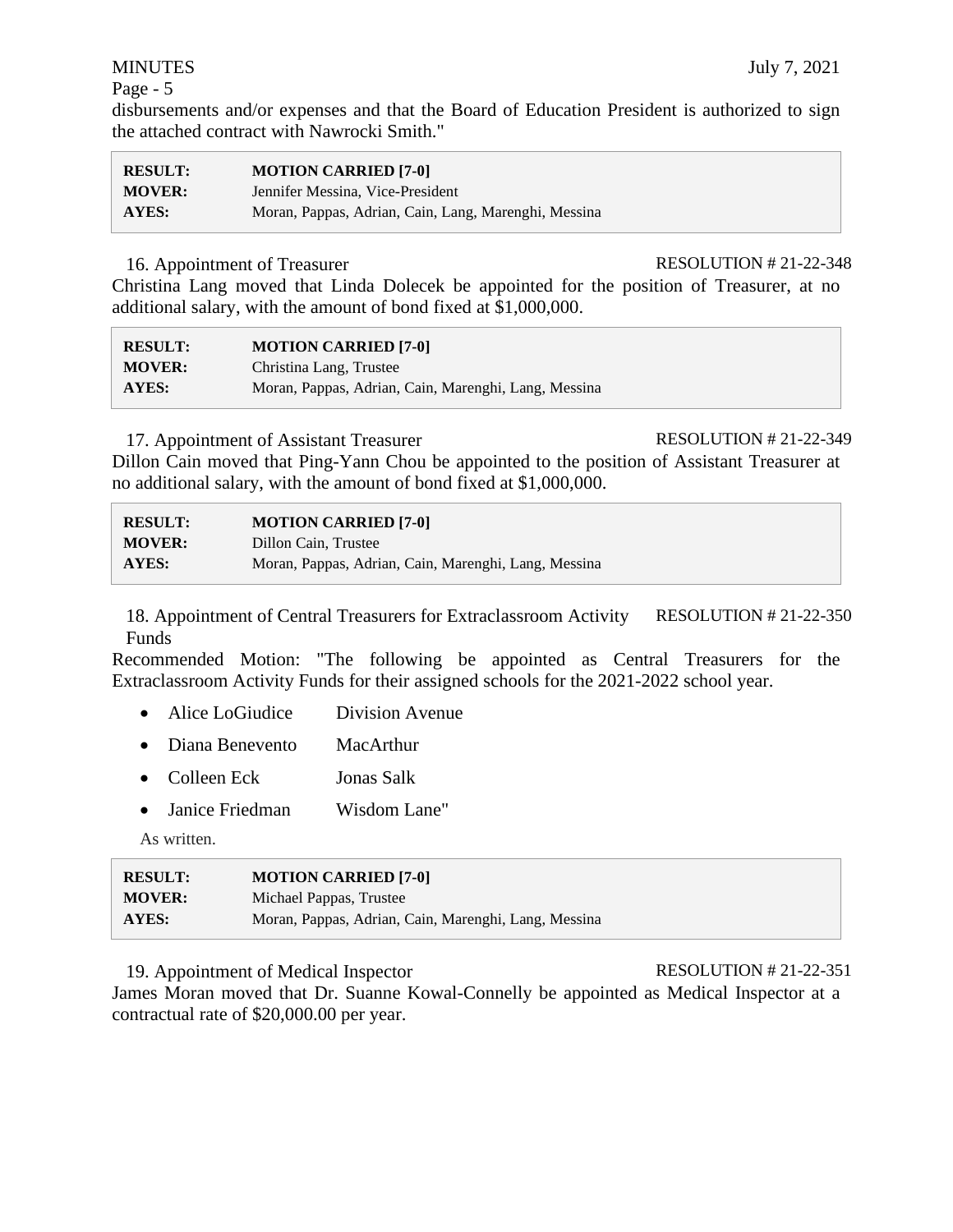disbursements and/or expenses and that the Board of Education President is authorized to sign the attached contract with Nawrocki Smith."

| | |
|---|---|
| **RESULT:** | **MOTION CARRIED [7-0]** |
| **MOVER:** | Jennifer Messina, Vice-President |
| **AYES:** | Moran, Pappas, Adrian, Cain, Lang, Marenghi, Messina |

16. Appointment of Treasurer — RESOLUTION # 21-22-348

Christina Lang moved that Linda Dolecek be appointed for the position of Treasurer, at no additional salary, with the amount of bond fixed at $1,000,000.

| | |
|---|---|
| **RESULT:** | **MOTION CARRIED [7-0]** |
| **MOVER:** | Christina Lang, Trustee |
| **AYES:** | Moran, Pappas, Adrian, Cain, Marenghi, Lang, Messina |

17. Appointment of Assistant Treasurer — RESOLUTION # 21-22-349

Dillon Cain moved that Ping-Yann Chou be appointed to the position of Assistant Treasurer at no additional salary, with the amount of bond fixed at $1,000,000.

| | |
|---|---|
| **RESULT:** | **MOTION CARRIED [7-0]** |
| **MOVER:** | Dillon Cain, Trustee |
| **AYES:** | Moran, Pappas, Adrian, Cain, Marenghi, Lang, Messina |

18. Appointment of Central Treasurers for Extraclassroom Activity Funds — RESOLUTION # 21-22-350

Recommended Motion: "The following be appointed as Central Treasurers for the Extraclassroom Activity Funds for their assigned schools for the 2021-2022 school year.

- Alice LoGiudice — Division Avenue
- Diana Benevento — MacArthur
- Colleen Eck — Jonas Salk
- Janice Friedman — Wisdom Lane"

As written.

| | |
|---|---|
| **RESULT:** | **MOTION CARRIED [7-0]** |
| **MOVER:** | Michael Pappas, Trustee |
| **AYES:** | Moran, Pappas, Adrian, Cain, Marenghi, Lang, Messina |

19. Appointment of Medical Inspector — RESOLUTION # 21-22-351

James Moran moved that Dr. Suanne Kowal-Connelly be appointed as Medical Inspector at a contractual rate of $20,000.00 per year.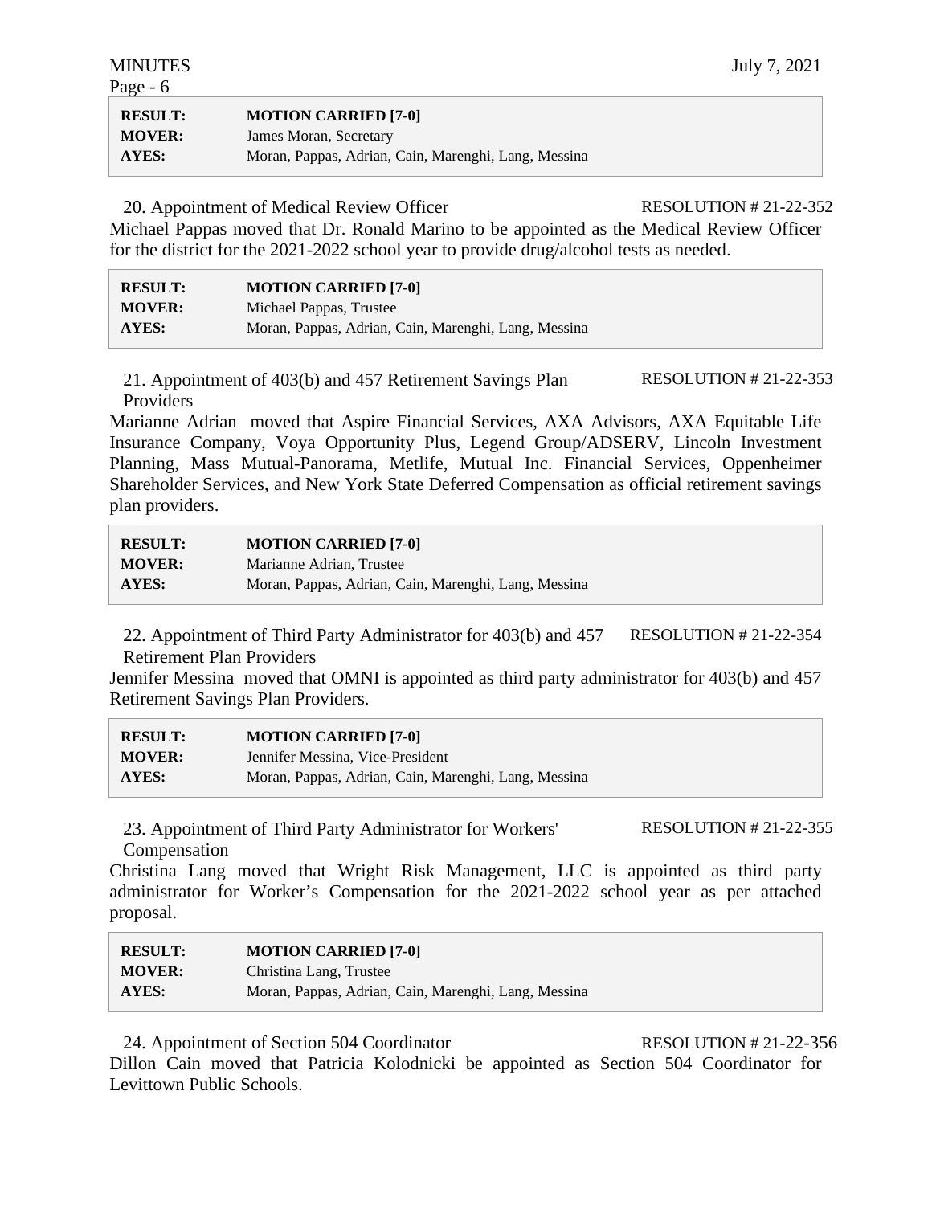| | |
|---|---|
| **RESULT:** | **MOTION CARRIED [7-0]** |
| **MOVER:** | James Moran, Secretary |
| **AYES:** | Moran, Pappas, Adrian, Cain, Marenghi, Lang, Messina |

20. Appointment of Medical Review Officer — RESOLUTION # 21-22-352

Michael Pappas moved that Dr. Ronald Marino to be appointed as the Medical Review Officer for the district for the 2021-2022 school year to provide drug/alcohol tests as needed.

| | |
|---|---|
| **RESULT:** | **MOTION CARRIED [7-0]** |
| **MOVER:** | Michael Pappas, Trustee |
| **AYES:** | Moran, Pappas, Adrian, Cain, Marenghi, Lang, Messina |

21. Appointment of 403(b) and 457 Retirement Savings Plan Providers — RESOLUTION # 21-22-353

Marianne Adrian moved that Aspire Financial Services, AXA Advisors, AXA Equitable Life Insurance Company, Voya Opportunity Plus, Legend Group/ADSERV, Lincoln Investment Planning, Mass Mutual-Panorama, Metlife, Mutual Inc. Financial Services, Oppenheimer Shareholder Services, and New York State Deferred Compensation as official retirement savings plan providers.

| | |
|---|---|
| **RESULT:** | **MOTION CARRIED [7-0]** |
| **MOVER:** | Marianne Adrian, Trustee |
| **AYES:** | Moran, Pappas, Adrian, Cain, Marenghi, Lang, Messina |

22. Appointment of Third Party Administrator for 403(b) and 457 Retirement Plan Providers — RESOLUTION # 21-22-354

Jennifer Messina moved that OMNI is appointed as third party administrator for 403(b) and 457 Retirement Savings Plan Providers.

| | |
|---|---|
| **RESULT:** | **MOTION CARRIED [7-0]** |
| **MOVER:** | Jennifer Messina, Vice-President |
| **AYES:** | Moran, Pappas, Adrian, Cain, Marenghi, Lang, Messina |

23. Appointment of Third Party Administrator for Workers' Compensation — RESOLUTION # 21-22-355

Christina Lang moved that Wright Risk Management, LLC is appointed as third party administrator for Worker's Compensation for the 2021-2022 school year as per attached proposal.

| | |
|---|---|
| **RESULT:** | **MOTION CARRIED [7-0]** |
| **MOVER:** | Christina Lang, Trustee |
| **AYES:** | Moran, Pappas, Adrian, Cain, Marenghi, Lang, Messina |

24. Appointment of Section 504 Coordinator — RESOLUTION # 21-22-356

Dillon Cain moved that Patricia Kolodnicki be appointed as Section 504 Coordinator for Levittown Public Schools.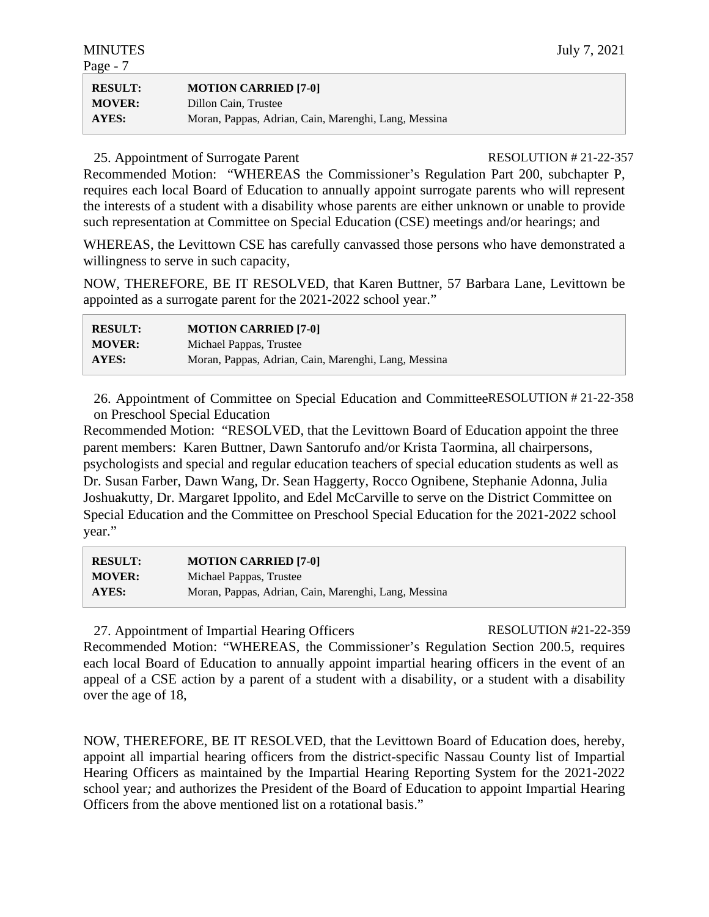| | |
|---|---|
| **RESULT:** | **MOTION CARRIED [7-0]** |
| **MOVER:** | Dillon Cain, Trustee |
| **AYES:** | Moran, Pappas, Adrian, Cain, Marenghi, Lang, Messina |

25. Appointment of Surrogate Parent RESOLUTION # 21-22-357

Recommended Motion: "WHEREAS the Commissioner's Regulation Part 200, subchapter P, requires each local Board of Education to annually appoint surrogate parents who will represent the interests of a student with a disability whose parents are either unknown or unable to provide such representation at Committee on Special Education (CSE) meetings and/or hearings; and

WHEREAS, the Levittown CSE has carefully canvassed those persons who have demonstrated a willingness to serve in such capacity,

NOW, THEREFORE, BE IT RESOLVED, that Karen Buttner, 57 Barbara Lane, Levittown be appointed as a surrogate parent for the 2021-2022 school year."

| | |
|---|---|
| **RESULT:** | **MOTION CARRIED [7-0]** |
| **MOVER:** | Michael Pappas, Trustee |
| **AYES:** | Moran, Pappas, Adrian, Cain, Marenghi, Lang, Messina |

26. Appointment of Committee on Special Education and Committee on Preschool Special Education RESOLUTION # 21-22-358

Recommended Motion: "RESOLVED, that the Levittown Board of Education appoint the three parent members: Karen Buttner, Dawn Santorufo and/or Krista Taormina, all chairpersons, psychologists and special and regular education teachers of special education students as well as Dr. Susan Farber, Dawn Wang, Dr. Sean Haggerty, Rocco Ognibene, Stephanie Adonna, Julia Joshuakutty, Dr. Margaret Ippolito, and Edel McCarville to serve on the District Committee on Special Education and the Committee on Preschool Special Education for the 2021-2022 school year."

| | |
|---|---|
| **RESULT:** | **MOTION CARRIED [7-0]** |
| **MOVER:** | Michael Pappas, Trustee |
| **AYES:** | Moran, Pappas, Adrian, Cain, Marenghi, Lang, Messina |

27. Appointment of Impartial Hearing Officers RESOLUTION #21-22-359

Recommended Motion: "WHEREAS, the Commissioner's Regulation Section 200.5, requires each local Board of Education to annually appoint impartial hearing officers in the event of an appeal of a CSE action by a parent of a student with a disability, or a student with a disability over the age of 18,

NOW, THEREFORE, BE IT RESOLVED, that the Levittown Board of Education does, hereby, appoint all impartial hearing officers from the district-specific Nassau County list of Impartial Hearing Officers as maintained by the Impartial Hearing Reporting System for the 2021-2022 school year*;* and authorizes the President of the Board of Education to appoint Impartial Hearing Officers from the above mentioned list on a rotational basis."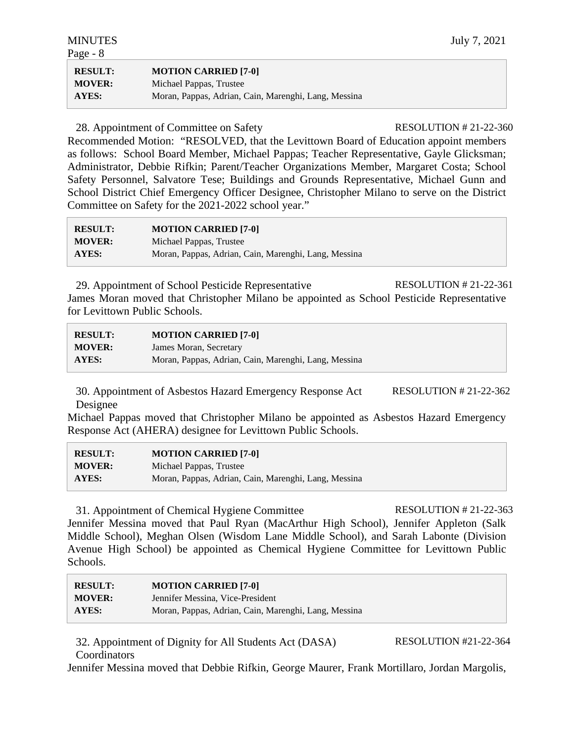| | |
|---|---|
| **RESULT:** | **MOTION CARRIED [7-0]** |
| **MOVER:** | Michael Pappas, Trustee |
| **AYES:** | Moran, Pappas, Adrian, Cain, Marenghi, Lang, Messina |

28. Appointment of Committee on Safety RESOLUTION # 21-22-360

Recommended Motion: "RESOLVED, that the Levittown Board of Education appoint members as follows: School Board Member, Michael Pappas; Teacher Representative, Gayle Glicksman; Administrator, Debbie Rifkin; Parent/Teacher Organizations Member, Margaret Costa; School Safety Personnel, Salvatore Tese; Buildings and Grounds Representative, Michael Gunn and School District Chief Emergency Officer Designee, Christopher Milano to serve on the District Committee on Safety for the 2021-2022 school year."

| | |
|---|---|
| **RESULT:** | **MOTION CARRIED [7-0]** |
| **MOVER:** | Michael Pappas, Trustee |
| **AYES:** | Moran, Pappas, Adrian, Cain, Marenghi, Lang, Messina |

29. Appointment of School Pesticide Representative RESOLUTION # 21-22-361

James Moran moved that Christopher Milano be appointed as School Pesticide Representative for Levittown Public Schools.

| | |
|---|---|
| **RESULT:** | **MOTION CARRIED [7-0]** |
| **MOVER:** | James Moran, Secretary |
| **AYES:** | Moran, Pappas, Adrian, Cain, Marenghi, Lang, Messina |

30. Appointment of Asbestos Hazard Emergency Response Act Designee RESOLUTION # 21-22-362

Michael Pappas moved that Christopher Milano be appointed as Asbestos Hazard Emergency Response Act (AHERA) designee for Levittown Public Schools.

| | |
|---|---|
| **RESULT:** | **MOTION CARRIED [7-0]** |
| **MOVER:** | Michael Pappas, Trustee |
| **AYES:** | Moran, Pappas, Adrian, Cain, Marenghi, Lang, Messina |

31. Appointment of Chemical Hygiene Committee RESOLUTION # 21-22-363

Jennifer Messina moved that Paul Ryan (MacArthur High School), Jennifer Appleton (Salk Middle School), Meghan Olsen (Wisdom Lane Middle School), and Sarah Labonte (Division Avenue High School) be appointed as Chemical Hygiene Committee for Levittown Public Schools.

| | |
|---|---|
| **RESULT:** | **MOTION CARRIED [7-0]** |
| **MOVER:** | Jennifer Messina, Vice-President |
| **AYES:** | Moran, Pappas, Adrian, Cain, Marenghi, Lang, Messina |

32. Appointment of Dignity for All Students Act (DASA) Coordinators RESOLUTION #21-22-364

Jennifer Messina moved that Debbie Rifkin, George Maurer, Frank Mortillaro, Jordan Margolis,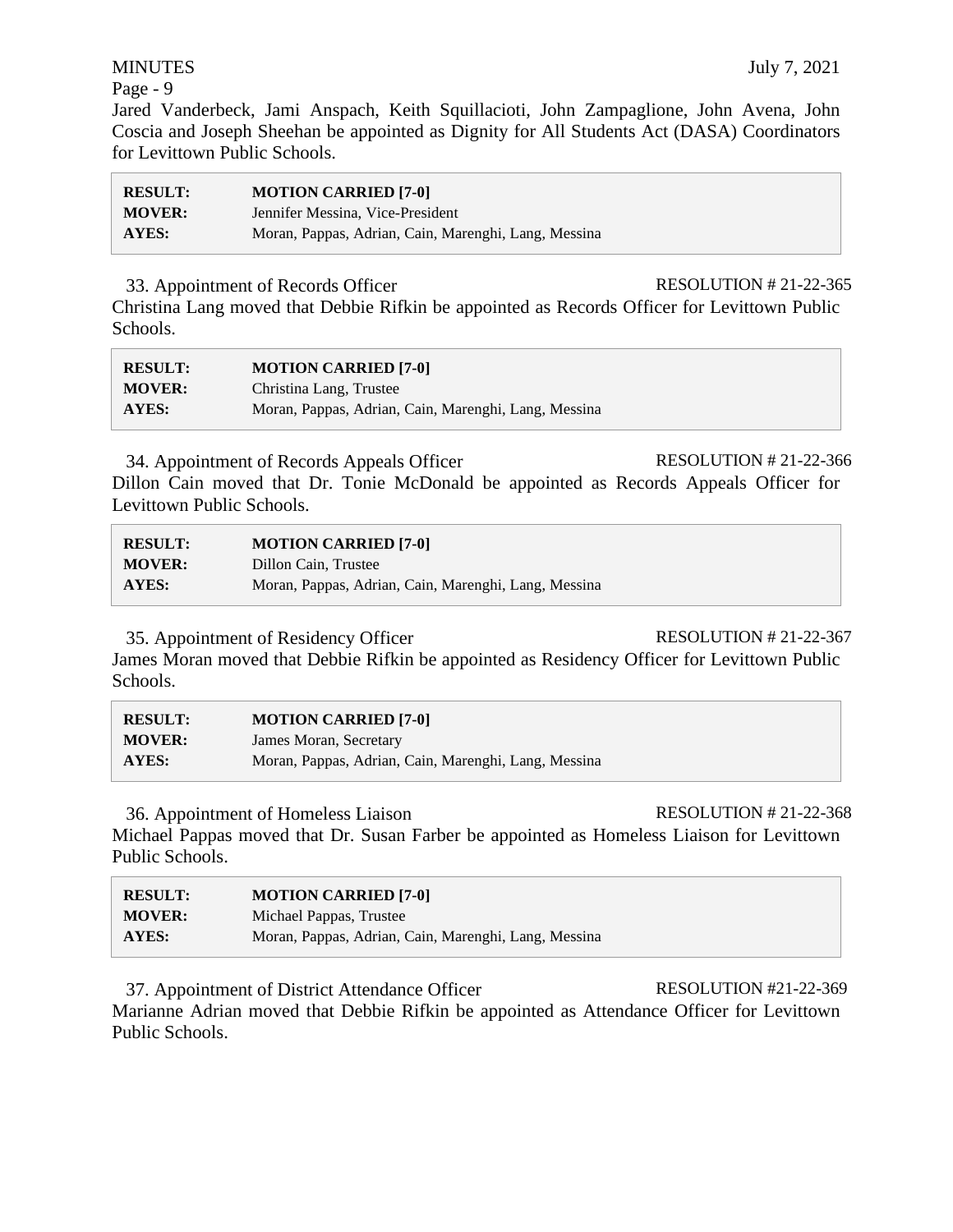Jared Vanderbeck, Jami Anspach, Keith Squillacioti, John Zampaglione, John Avena, John Coscia and Joseph Sheehan be appointed as Dignity for All Students Act (DASA) Coordinators for Levittown Public Schools.

| | |
|---|---|
| **RESULT:** | **MOTION CARRIED [7-0]** |
| **MOVER:** | Jennifer Messina, Vice-President |
| **AYES:** | Moran, Pappas, Adrian, Cain, Marenghi, Lang, Messina |

33. Appointment of Records Officer — RESOLUTION # 21-22-365

Christina Lang moved that Debbie Rifkin be appointed as Records Officer for Levittown Public Schools.

| | |
|---|---|
| **RESULT:** | **MOTION CARRIED [7-0]** |
| **MOVER:** | Christina Lang, Trustee |
| **AYES:** | Moran, Pappas, Adrian, Cain, Marenghi, Lang, Messina |

34. Appointment of Records Appeals Officer — RESOLUTION # 21-22-366

Dillon Cain moved that Dr. Tonie McDonald be appointed as Records Appeals Officer for Levittown Public Schools.

| | |
|---|---|
| **RESULT:** | **MOTION CARRIED [7-0]** |
| **MOVER:** | Dillon Cain, Trustee |
| **AYES:** | Moran, Pappas, Adrian, Cain, Marenghi, Lang, Messina |

35. Appointment of Residency Officer — RESOLUTION # 21-22-367

James Moran moved that Debbie Rifkin be appointed as Residency Officer for Levittown Public Schools.

| | |
|---|---|
| **RESULT:** | **MOTION CARRIED [7-0]** |
| **MOVER:** | James Moran, Secretary |
| **AYES:** | Moran, Pappas, Adrian, Cain, Marenghi, Lang, Messina |

36. Appointment of Homeless Liaison — RESOLUTION # 21-22-368

Michael Pappas moved that Dr. Susan Farber be appointed as Homeless Liaison for Levittown Public Schools.

| | |
|---|---|
| **RESULT:** | **MOTION CARRIED [7-0]** |
| **MOVER:** | Michael Pappas, Trustee |
| **AYES:** | Moran, Pappas, Adrian, Cain, Marenghi, Lang, Messina |

37. Appointment of District Attendance Officer — RESOLUTION #21-22-369

Marianne Adrian moved that Debbie Rifkin be appointed as Attendance Officer for Levittown Public Schools.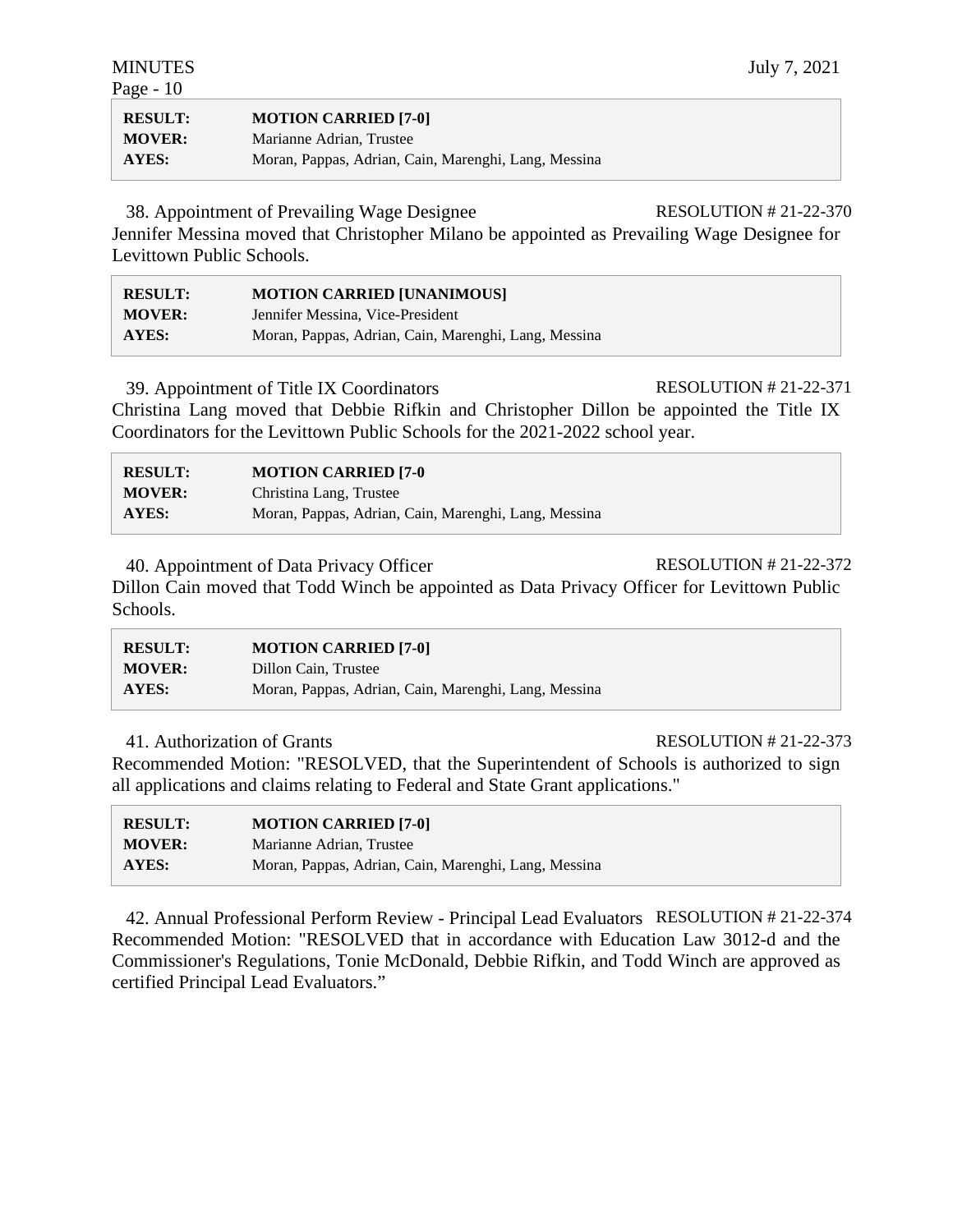| RESULT: | MOTION CARRIED [7-0] |
|---|---|
| MOVER: | Marianne Adrian, Trustee |
| AYES: | Moran, Pappas, Adrian, Cain, Marenghi, Lang, Messina |

38. Appointment of Prevailing Wage Designee — RESOLUTION # 21-22-370

Jennifer Messina moved that Christopher Milano be appointed as Prevailing Wage Designee for Levittown Public Schools.

| RESULT: | MOTION CARRIED [UNANIMOUS] |
|---|---|
| MOVER: | Jennifer Messina, Vice-President |
| AYES: | Moran, Pappas, Adrian, Cain, Marenghi, Lang, Messina |

39. Appointment of Title IX Coordinators — RESOLUTION # 21-22-371

Christina Lang moved that Debbie Rifkin and Christopher Dillon be appointed the Title IX Coordinators for the Levittown Public Schools for the 2021-2022 school year.

| RESULT: | MOTION CARRIED [7-0 |
|---|---|
| MOVER: | Christina Lang, Trustee |
| AYES: | Moran, Pappas, Adrian, Cain, Marenghi, Lang, Messina |

40. Appointment of Data Privacy Officer — RESOLUTION # 21-22-372

Dillon Cain moved that Todd Winch be appointed as Data Privacy Officer for Levittown Public Schools.

| RESULT: | MOTION CARRIED [7-0] |
|---|---|
| MOVER: | Dillon Cain, Trustee |
| AYES: | Moran, Pappas, Adrian, Cain, Marenghi, Lang, Messina |

41. Authorization of Grants — RESOLUTION # 21-22-373

Recommended Motion: "RESOLVED, that the Superintendent of Schools is authorized to sign all applications and claims relating to Federal and State Grant applications."

| RESULT: | MOTION CARRIED [7-0] |
|---|---|
| MOVER: | Marianne Adrian, Trustee |
| AYES: | Moran, Pappas, Adrian, Cain, Marenghi, Lang, Messina |

42. Annual Professional Perform Review - Principal Lead Evaluators — RESOLUTION # 21-22-374

Recommended Motion: "RESOLVED that in accordance with Education Law 3012-d and the Commissioner's Regulations, Tonie McDonald, Debbie Rifkin, and Todd Winch are approved as certified Principal Lead Evaluators."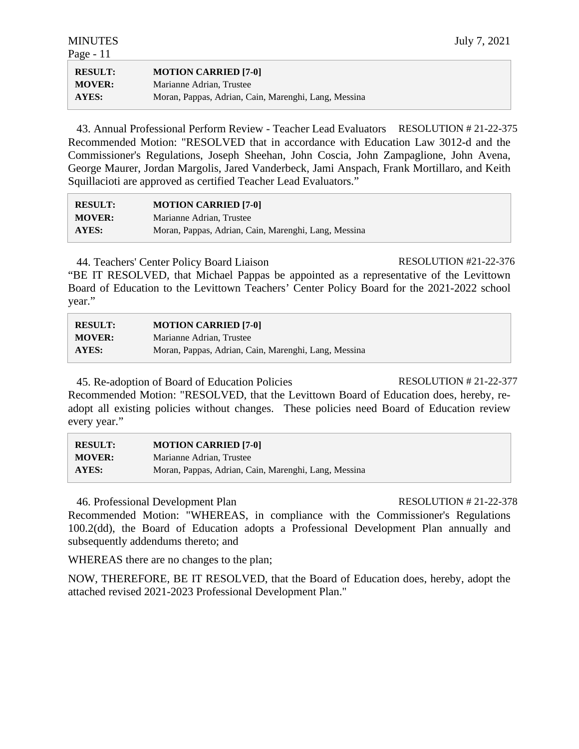| | |
|---|---|
| **RESULT:** | **MOTION CARRIED [7-0]** |
| **MOVER:** | Marianne Adrian, Trustee |
| **AYES:** | Moran, Pappas, Adrian, Cain, Marenghi, Lang, Messina |

43. Annual Professional Perform Review - Teacher Lead Evaluators RESOLUTION # 21-22-375

Recommended Motion: "RESOLVED that in accordance with Education Law 3012-d and the Commissioner's Regulations, Joseph Sheehan, John Coscia, John Zampaglione, John Avena, George Maurer, Jordan Margolis, Jared Vanderbeck, Jami Anspach, Frank Mortillaro, and Keith Squillacioti are approved as certified Teacher Lead Evaluators."

| | |
|---|---|
| **RESULT:** | **MOTION CARRIED [7-0]** |
| **MOVER:** | Marianne Adrian, Trustee |
| **AYES:** | Moran, Pappas, Adrian, Cain, Marenghi, Lang, Messina |

44. Teachers' Center Policy Board Liaison RESOLUTION #21-22-376

"BE IT RESOLVED, that Michael Pappas be appointed as a representative of the Levittown Board of Education to the Levittown Teachers' Center Policy Board for the 2021-2022 school year."

| | |
|---|---|
| **RESULT:** | **MOTION CARRIED [7-0]** |
| **MOVER:** | Marianne Adrian, Trustee |
| **AYES:** | Moran, Pappas, Adrian, Cain, Marenghi, Lang, Messina |

45. Re-adoption of Board of Education Policies RESOLUTION # 21-22-377

Recommended Motion: "RESOLVED, that the Levittown Board of Education does, hereby, re-adopt all existing policies without changes. These policies need Board of Education review every year."

| | |
|---|---|
| **RESULT:** | **MOTION CARRIED [7-0]** |
| **MOVER:** | Marianne Adrian, Trustee |
| **AYES:** | Moran, Pappas, Adrian, Cain, Marenghi, Lang, Messina |

46. Professional Development Plan RESOLUTION # 21-22-378

Recommended Motion: "WHEREAS, in compliance with the Commissioner's Regulations 100.2(dd), the Board of Education adopts a Professional Development Plan annually and subsequently addendums thereto; and

WHEREAS there are no changes to the plan;

NOW, THEREFORE, BE IT RESOLVED, that the Board of Education does, hereby, adopt the attached revised 2021-2023 Professional Development Plan."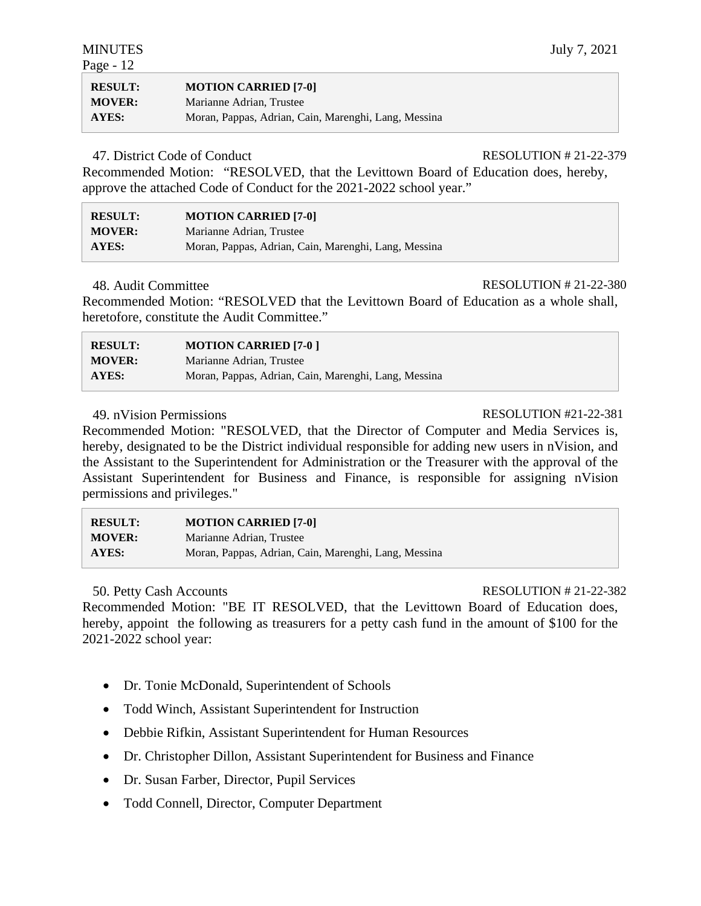| | |
|---|---|
| **RESULT:** | **MOTION CARRIED [7-0]** |
| **MOVER:** | Marianne Adrian, Trustee |
| **AYES:** | Moran, Pappas, Adrian, Cain, Marenghi, Lang, Messina |

47. District Code of Conduct RESOLUTION # 21-22-379

Recommended Motion: "RESOLVED, that the Levittown Board of Education does, hereby, approve the attached Code of Conduct for the 2021-2022 school year."

| | |
|---|---|
| **RESULT:** | **MOTION CARRIED [7-0]** |
| **MOVER:** | Marianne Adrian, Trustee |
| **AYES:** | Moran, Pappas, Adrian, Cain, Marenghi, Lang, Messina |

48. Audit Committee RESOLUTION # 21-22-380

Recommended Motion: "RESOLVED that the Levittown Board of Education as a whole shall, heretofore, constitute the Audit Committee."

| | |
|---|---|
| **RESULT:** | **MOTION CARRIED [7-0 ]** |
| **MOVER:** | Marianne Adrian, Trustee |
| **AYES:** | Moran, Pappas, Adrian, Cain, Marenghi, Lang, Messina |

49. nVision Permissions RESOLUTION #21-22-381

Recommended Motion: "RESOLVED, that the Director of Computer and Media Services is, hereby, designated to be the District individual responsible for adding new users in nVision, and the Assistant to the Superintendent for Administration or the Treasurer with the approval of the Assistant Superintendent for Business and Finance, is responsible for assigning nVision permissions and privileges."

| | |
|---|---|
| **RESULT:** | **MOTION CARRIED [7-0]** |
| **MOVER:** | Marianne Adrian, Trustee |
| **AYES:** | Moran, Pappas, Adrian, Cain, Marenghi, Lang, Messina |

50. Petty Cash Accounts RESOLUTION # 21-22-382

Recommended Motion: "BE IT RESOLVED, that the Levittown Board of Education does, hereby, appoint the following as treasurers for a petty cash fund in the amount of $100 for the 2021-2022 school year:

- Dr. Tonie McDonald, Superintendent of Schools
- Todd Winch, Assistant Superintendent for Instruction
- Debbie Rifkin, Assistant Superintendent for Human Resources
- Dr. Christopher Dillon, Assistant Superintendent for Business and Finance
- Dr. Susan Farber, Director, Pupil Services
- Todd Connell, Director, Computer Department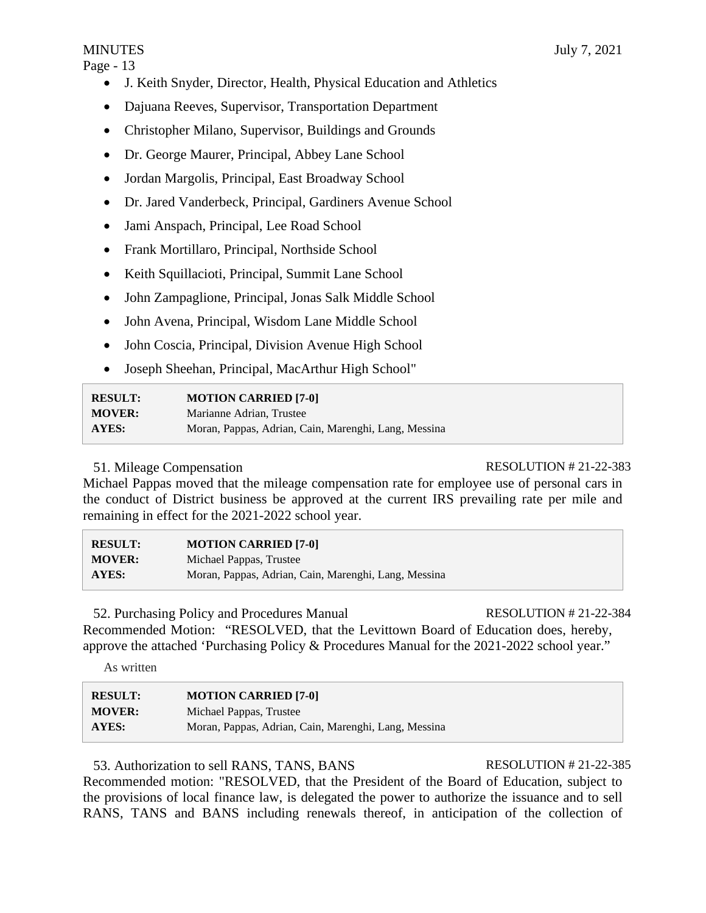- J. Keith Snyder, Director, Health, Physical Education and Athletics
- Dajuana Reeves, Supervisor, Transportation Department
- Christopher Milano, Supervisor, Buildings and Grounds
- Dr. George Maurer, Principal, Abbey Lane School
- Jordan Margolis, Principal, East Broadway School
- Dr. Jared Vanderbeck, Principal, Gardiners Avenue School
- Jami Anspach, Principal, Lee Road School
- Frank Mortillaro, Principal, Northside School
- Keith Squillacioti, Principal, Summit Lane School
- John Zampaglione, Principal, Jonas Salk Middle School
- John Avena, Principal, Wisdom Lane Middle School
- John Coscia, Principal, Division Avenue High School
- Joseph Sheehan, Principal, MacArthur High School"

| | |
|---|---|
| **RESULT:** | **MOTION CARRIED [7-0]** |
| **MOVER:** | Marianne Adrian, Trustee |
| **AYES:** | Moran, Pappas, Adrian, Cain, Marenghi, Lang, Messina |

51. Mileage Compensation RESOLUTION # 21-22-383

Michael Pappas moved that the mileage compensation rate for employee use of personal cars in the conduct of District business be approved at the current IRS prevailing rate per mile and remaining in effect for the 2021-2022 school year.

| | |
|---|---|
| **RESULT:** | **MOTION CARRIED [7-0]** |
| **MOVER:** | Michael Pappas, Trustee |
| **AYES:** | Moran, Pappas, Adrian, Cain, Marenghi, Lang, Messina |

52. Purchasing Policy and Procedures Manual RESOLUTION # 21-22-384

Recommended Motion: "RESOLVED, that the Levittown Board of Education does, hereby, approve the attached 'Purchasing Policy & Procedures Manual for the 2021-2022 school year."

As written

| | |
|---|---|
| **RESULT:** | **MOTION CARRIED [7-0]** |
| **MOVER:** | Michael Pappas, Trustee |
| **AYES:** | Moran, Pappas, Adrian, Cain, Marenghi, Lang, Messina |

53. Authorization to sell RANS, TANS, BANS RESOLUTION # 21-22-385

Recommended motion: "RESOLVED, that the President of the Board of Education, subject to the provisions of local finance law, is delegated the power to authorize the issuance and to sell RANS, TANS and BANS including renewals thereof, in anticipation of the collection of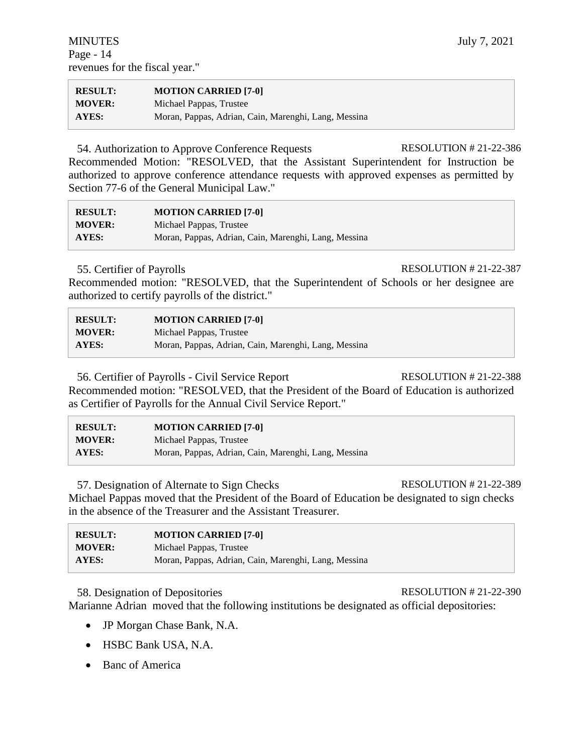revenues for the fiscal year."

| | |
|---|---|
| **RESULT:** | **MOTION CARRIED [7-0]** |
| **MOVER:** | Michael Pappas, Trustee |
| **AYES:** | Moran, Pappas, Adrian, Cain, Marenghi, Lang, Messina |

54. Authorization to Approve Conference Requests RESOLUTION # 21-22-386

Recommended Motion: "RESOLVED, that the Assistant Superintendent for Instruction be authorized to approve conference attendance requests with approved expenses as permitted by Section 77-6 of the General Municipal Law."

| | |
|---|---|
| **RESULT:** | **MOTION CARRIED [7-0]** |
| **MOVER:** | Michael Pappas, Trustee |
| **AYES:** | Moran, Pappas, Adrian, Cain, Marenghi, Lang, Messina |

55. Certifier of Payrolls RESOLUTION # 21-22-387

Recommended motion: "RESOLVED, that the Superintendent of Schools or her designee are authorized to certify payrolls of the district."

| | |
|---|---|
| **RESULT:** | **MOTION CARRIED [7-0]** |
| **MOVER:** | Michael Pappas, Trustee |
| **AYES:** | Moran, Pappas, Adrian, Cain, Marenghi, Lang, Messina |

56. Certifier of Payrolls - Civil Service Report RESOLUTION # 21-22-388

Recommended motion: "RESOLVED, that the President of the Board of Education is authorized as Certifier of Payrolls for the Annual Civil Service Report."

| | |
|---|---|
| **RESULT:** | **MOTION CARRIED [7-0]** |
| **MOVER:** | Michael Pappas, Trustee |
| **AYES:** | Moran, Pappas, Adrian, Cain, Marenghi, Lang, Messina |

57. Designation of Alternate to Sign Checks RESOLUTION # 21-22-389

Michael Pappas moved that the President of the Board of Education be designated to sign checks in the absence of the Treasurer and the Assistant Treasurer.

| | |
|---|---|
| **RESULT:** | **MOTION CARRIED [7-0]** |
| **MOVER:** | Michael Pappas, Trustee |
| **AYES:** | Moran, Pappas, Adrian, Cain, Marenghi, Lang, Messina |

58. Designation of Depositories RESOLUTION # 21-22-390

Marianne Adrian moved that the following institutions be designated as official depositories:

- JP Morgan Chase Bank, N.A.
- HSBC Bank USA, N.A.
- Banc of America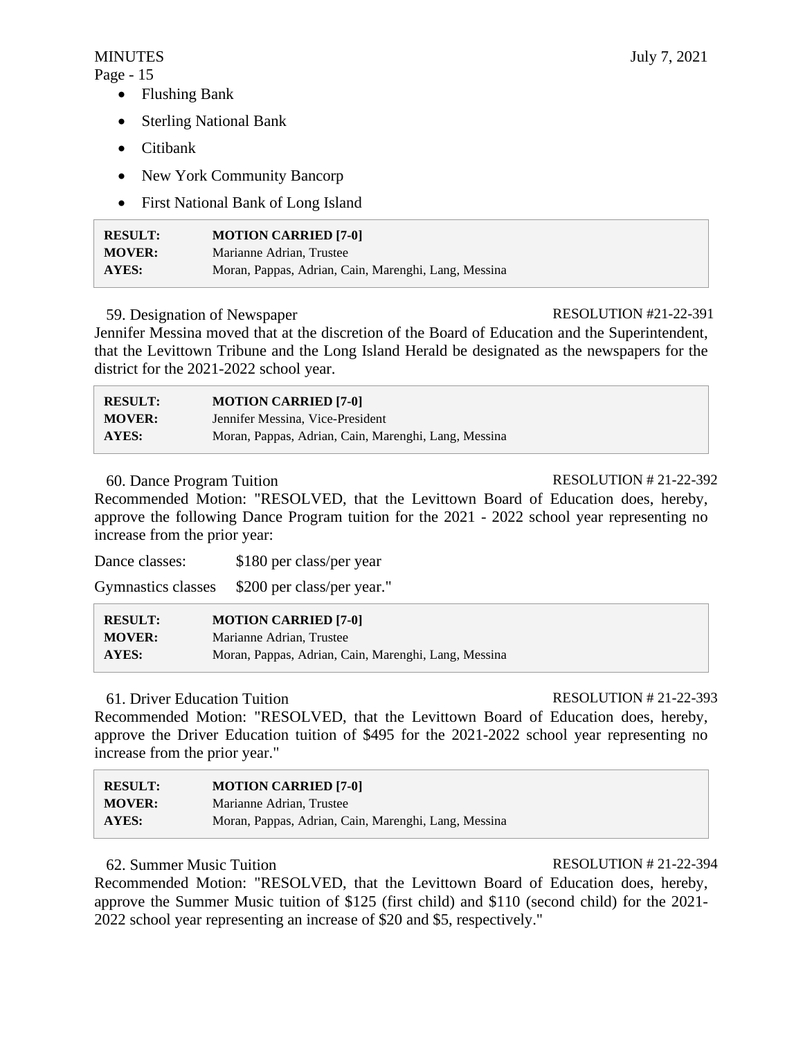- Flushing Bank
- Sterling National Bank
- Citibank
- New York Community Bancorp
- First National Bank of Long Island

| | |
|---|---|
| **RESULT:** | **MOTION CARRIED [7-0]** |
| **MOVER:** | Marianne Adrian, Trustee |
| **AYES:** | Moran, Pappas, Adrian, Cain, Marenghi, Lang, Messina |

59. Designation of Newspaper RESOLUTION #21-22-391

Jennifer Messina moved that at the discretion of the Board of Education and the Superintendent, that the Levittown Tribune and the Long Island Herald be designated as the newspapers for the district for the 2021-2022 school year.

| | |
|---|---|
| **RESULT:** | **MOTION CARRIED [7-0]** |
| **MOVER:** | Jennifer Messina, Vice-President |
| **AYES:** | Moran, Pappas, Adrian, Cain, Marenghi, Lang, Messina |

60. Dance Program Tuition RESOLUTION # 21-22-392

Recommended Motion: "RESOLVED, that the Levittown Board of Education does, hereby, approve the following Dance Program tuition for the 2021 - 2022 school year representing no increase from the prior year:

Dance classes: $180 per class/per year

Gymnastics classes $200 per class/per year."

| | |
|---|---|
| **RESULT:** | **MOTION CARRIED [7-0]** |
| **MOVER:** | Marianne Adrian, Trustee |
| **AYES:** | Moran, Pappas, Adrian, Cain, Marenghi, Lang, Messina |

61. Driver Education Tuition RESOLUTION # 21-22-393

Recommended Motion: "RESOLVED, that the Levittown Board of Education does, hereby, approve the Driver Education tuition of $495 for the 2021-2022 school year representing no increase from the prior year."

| | |
|---|---|
| **RESULT:** | **MOTION CARRIED [7-0]** |
| **MOVER:** | Marianne Adrian, Trustee |
| **AYES:** | Moran, Pappas, Adrian, Cain, Marenghi, Lang, Messina |

62. Summer Music Tuition RESOLUTION # 21-22-394

Recommended Motion: "RESOLVED, that the Levittown Board of Education does, hereby, approve the Summer Music tuition of $125 (first child) and $110 (second child) for the 2021-2022 school year representing an increase of $20 and $5, respectively."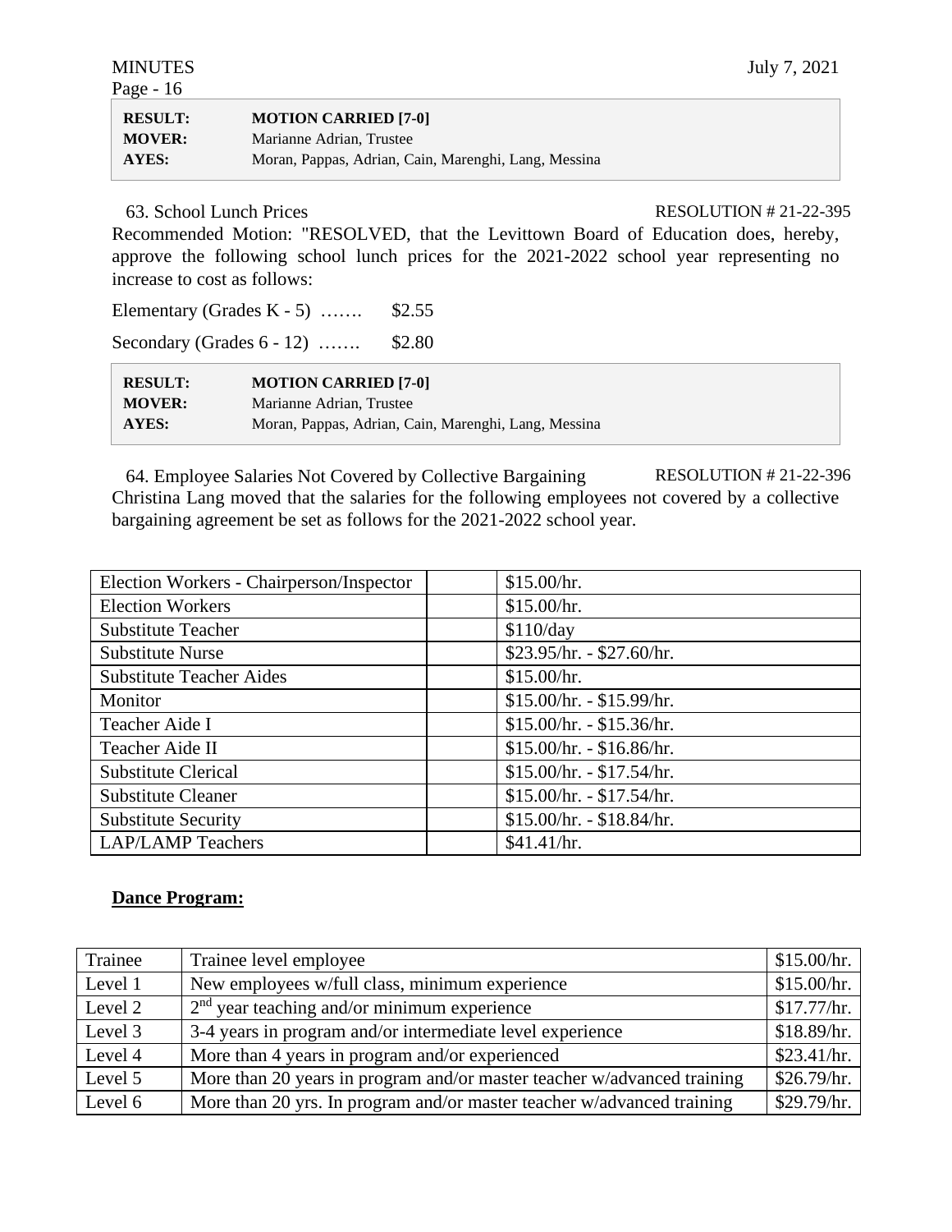| RESULT: | MOTION CARRIED [7-0] |
|---|---|
| MOVER: | Marianne Adrian, Trustee |
| AYES: | Moran, Pappas, Adrian, Cain, Marenghi, Lang, Messina |

63. School Lunch Prices RESOLUTION # 21-22-395

Recommended Motion: "RESOLVED, that the Levittown Board of Education does, hereby, approve the following school lunch prices for the 2021-2022 school year representing no increase to cost as follows:

Elementary (Grades K - 5) ……. $2.55

Secondary (Grades 6 - 12) ……. $2.80

| RESULT: | MOTION CARRIED [7-0] |
|---|---|
| MOVER: | Marianne Adrian, Trustee |
| AYES: | Moran, Pappas, Adrian, Cain, Marenghi, Lang, Messina |

64. Employee Salaries Not Covered by Collective Bargaining RESOLUTION # 21-22-396

Christina Lang moved that the salaries for the following employees not covered by a collective bargaining agreement be set as follows for the 2021-2022 school year.

| | | |
|---|---|---|
| Election Workers - Chairperson/Inspector | | $15.00/hr. |
| Election Workers | | $15.00/hr. |
| Substitute Teacher | | $110/day |
| Substitute Nurse | | $23.95/hr. - $27.60/hr. |
| Substitute Teacher Aides | | $15.00/hr. |
| Monitor | | $15.00/hr. - $15.99/hr. |
| Teacher Aide I | | $15.00/hr. - $15.36/hr. |
| Teacher Aide II | | $15.00/hr. - $16.86/hr. |
| Substitute Clerical | | $15.00/hr. - $17.54/hr. |
| Substitute Cleaner | | $15.00/hr. - $17.54/hr. |
| Substitute Security | | $15.00/hr. - $18.84/hr. |
| LAP/LAMP Teachers | | $41.41/hr. |

**Dance Program:**

| | | |
|---|---|---|
| Trainee | Trainee level employee | $15.00/hr. |
| Level 1 | New employees w/full class, minimum experience | $15.00/hr. |
| Level 2 | 2nd year teaching and/or minimum experience | $17.77/hr. |
| Level 3 | 3-4 years in program and/or intermediate level experience | $18.89/hr. |
| Level 4 | More than 4 years in program and/or experienced | $23.41/hr. |
| Level 5 | More than 20 years in program and/or master teacher w/advanced training | $26.79/hr. |
| Level 6 | More than 20 yrs. In program and/or master teacher w/advanced training | $29.79/hr. |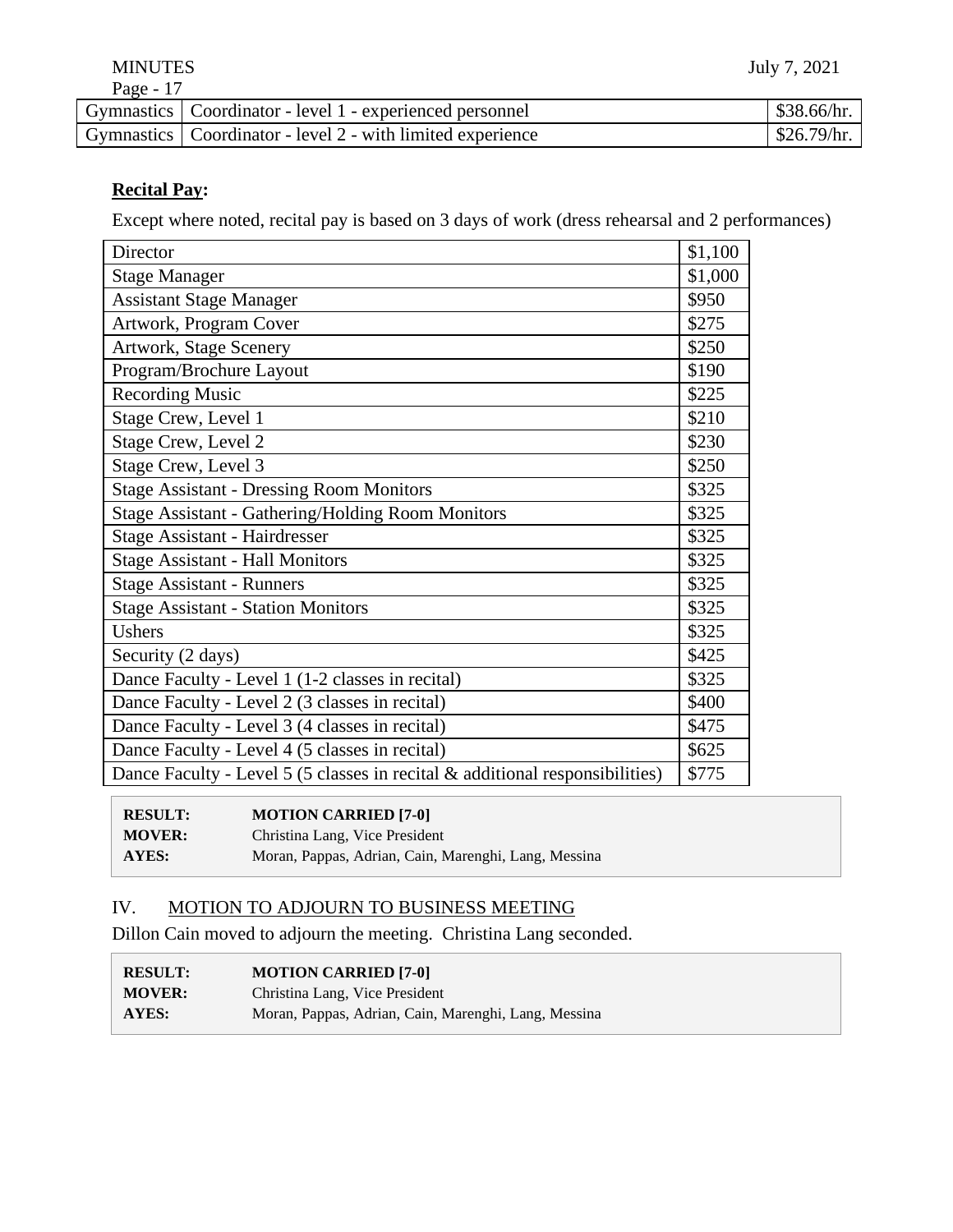| | | |
|---|---|---|
| Gymnastics | Coordinator - level 1 - experienced personnel | $38.66/hr. |
| Gymnastics | Coordinator - level 2 - with limited experience | $26.79/hr. |

**Recital Pay:**

Except where noted, recital pay is based on 3 days of work (dress rehearsal and 2 performances)

| | |
|---|---|
| Director | $1,100 |
| Stage Manager | $1,000 |
| Assistant Stage Manager | $950 |
| Artwork, Program Cover | $275 |
| Artwork, Stage Scenery | $250 |
| Program/Brochure Layout | $190 |
| Recording Music | $225 |
| Stage Crew, Level 1 | $210 |
| Stage Crew, Level 2 | $230 |
| Stage Crew, Level 3 | $250 |
| Stage Assistant - Dressing Room Monitors | $325 |
| Stage Assistant - Gathering/Holding Room Monitors | $325 |
| Stage Assistant - Hairdresser | $325 |
| Stage Assistant - Hall Monitors | $325 |
| Stage Assistant - Runners | $325 |
| Stage Assistant - Station Monitors | $325 |
| Ushers | $325 |
| Security (2 days) | $425 |
| Dance Faculty - Level 1 (1-2 classes in recital) | $325 |
| Dance Faculty - Level 2 (3 classes in recital) | $400 |
| Dance Faculty - Level 3 (4 classes in recital) | $475 |
| Dance Faculty - Level 4 (5 classes in recital) | $625 |
| Dance Faculty - Level 5 (5 classes in recital & additional responsibilities) | $775 |

| | |
|---|---|
| **RESULT:** | **MOTION CARRIED [7-0]** |
| **MOVER:** | Christina Lang, Vice President |
| **AYES:** | Moran, Pappas, Adrian, Cain, Marenghi, Lang, Messina |

## IV. MOTION TO ADJOURN TO BUSINESS MEETING

Dillon Cain moved to adjourn the meeting. Christina Lang seconded.

| | |
|---|---|
| **RESULT:** | **MOTION CARRIED [7-0]** |
| **MOVER:** | Christina Lang, Vice President |
| **AYES:** | Moran, Pappas, Adrian, Cain, Marenghi, Lang, Messina |